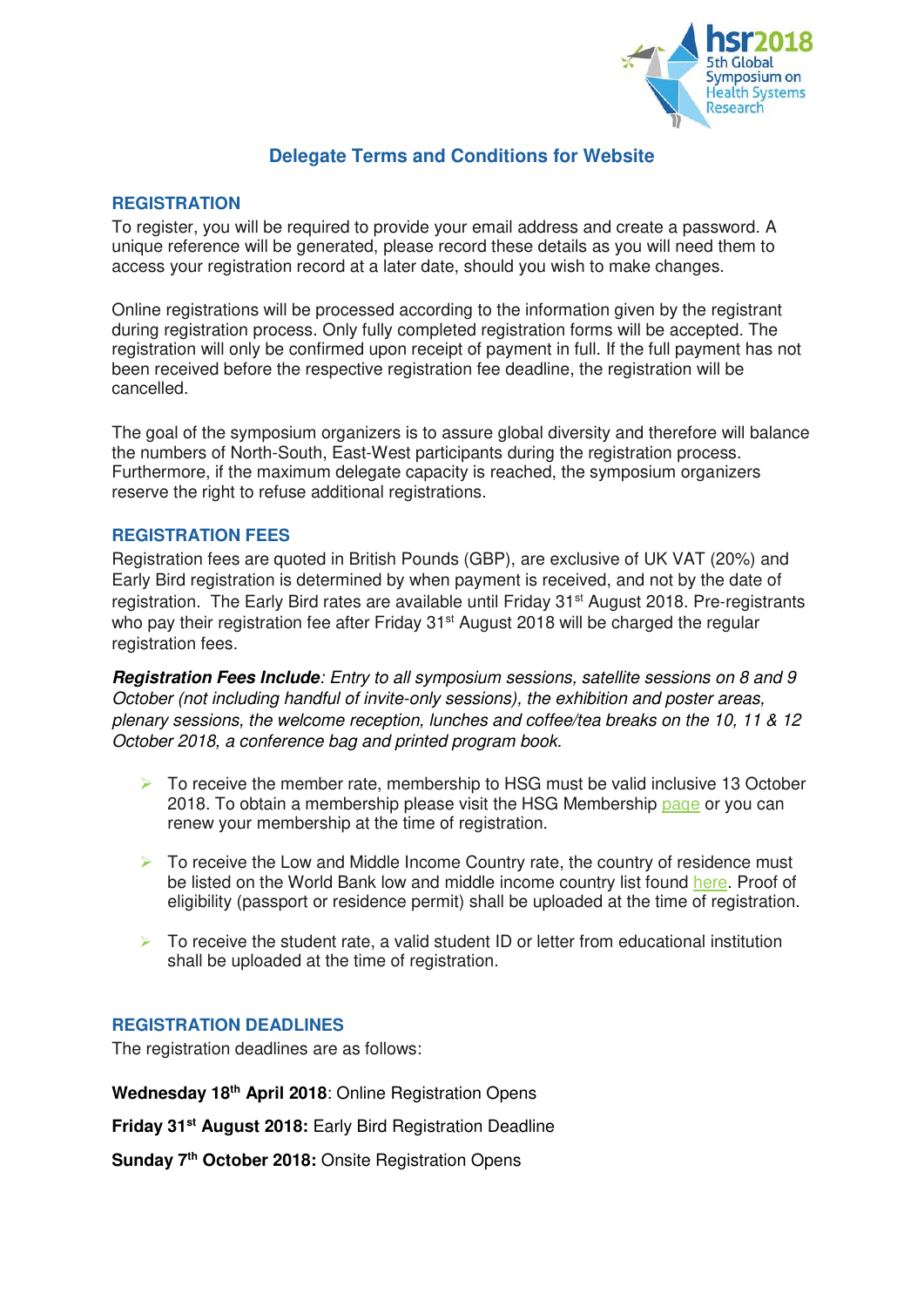# Delegate Terms and Conditions for Website

## REGISTRATION

To register, you will be required to provide your email address and create a password. A unique reference will be generated, please record these details as you will need them to access your registration record at a later date, should you wish to make changes.

Online registrations will be processed according to the information given by the registrant during registration process. Only fully completed registration forms will be accepted. The registration will only be confirmed upon receipt of payment in full. If the full payment has not been received before the respective registration fee deadline, the registration will be cancelled.

The goal of the symposium organizers is to assure global diversity and therefore will balance the numbers of North-South, East-West participants during the registration process. Furthermore, if the maximum delegate capacity is reached, the symposium organizers reserve the right to refuse additional registrations.

## REGISTRATION FEES

Registration fees are quoted in British Pounds (GBP), are exclusive of UK VAT (20%) and Early Bird registration is determined by when payment is received, and not by the date of registration. The Early Bird rates are available until Friday 31st August 2018. Pre-registrants who pay their registration fee after Friday 31st August 2018 will be charged the regular registration fees.

***Registration Fees Include****: Entry to all symposium sessions, satellite sessions on 8 and 9 October (not including handful of invite-only sessions), the exhibition and poster areas, plenary sessions, the welcome reception, lunches and coffee/tea breaks on the 10, 11 & 12 October 2018, a conference bag and printed program book.*

- To receive the member rate, membership to HSG must be valid inclusive 13 October 2018. To obtain a membership please visit the HSG Membership page or you can renew your membership at the time of registration.
- To receive the Low and Middle Income Country rate, the country of residence must be listed on the World Bank low and middle income country list found here. Proof of eligibility (passport or residence permit) shall be uploaded at the time of registration.
- To receive the student rate, a valid student ID or letter from educational institution shall be uploaded at the time of registration.

## REGISTRATION DEADLINES

The registration deadlines are as follows:

**Wednesday 18th April 2018**: Online Registration Opens

**Friday 31st August 2018:** Early Bird Registration Deadline

**Sunday 7th October 2018:** Onsite Registration Opens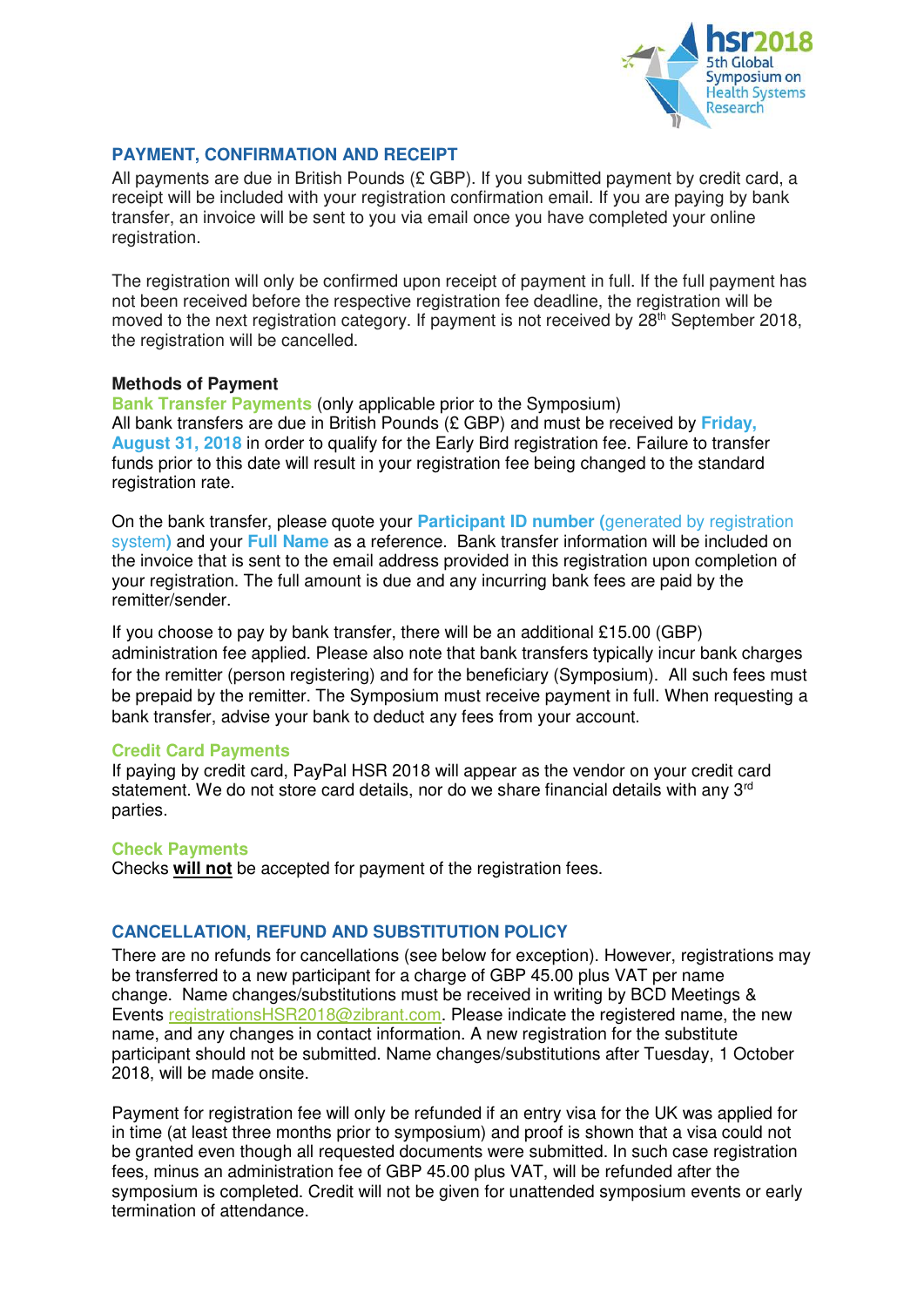## PAYMENT, CONFIRMATION AND RECEIPT

All payments are due in British Pounds (£ GBP). If you submitted payment by credit card, a receipt will be included with your registration confirmation email. If you are paying by bank transfer, an invoice will be sent to you via email once you have completed your online registration.

The registration will only be confirmed upon receipt of payment in full. If the full payment has not been received before the respective registration fee deadline, the registration will be moved to the next registration category. If payment is not received by 28th September 2018, the registration will be cancelled.

### Methods of Payment

**Bank Transfer Payments** (only applicable prior to the Symposium)

All bank transfers are due in British Pounds (£ GBP) and must be received by **Friday, August 31, 2018** in order to qualify for the Early Bird registration fee. Failure to transfer funds prior to this date will result in your registration fee being changed to the standard registration rate.

On the bank transfer, please quote your **Participant ID number (**generated by registration system**)** and your **Full Name** as a reference. Bank transfer information will be included on the invoice that is sent to the email address provided in this registration upon completion of your registration. The full amount is due and any incurring bank fees are paid by the remitter/sender.

If you choose to pay by bank transfer, there will be an additional £15.00 (GBP) administration fee applied. Please also note that bank transfers typically incur bank charges for the remitter (person registering) and for the beneficiary (Symposium). All such fees must be prepaid by the remitter. The Symposium must receive payment in full. When requesting a bank transfer, advise your bank to deduct any fees from your account.

**Credit Card Payments**

If paying by credit card, PayPal HSR 2018 will appear as the vendor on your credit card statement. We do not store card details, nor do we share financial details with any 3rd parties.

**Check Payments**

Checks **will not** be accepted for payment of the registration fees.

## CANCELLATION, REFUND AND SUBSTITUTION POLICY

There are no refunds for cancellations (see below for exception). However, registrations may be transferred to a new participant for a charge of GBP 45.00 plus VAT per name change. Name changes/substitutions must be received in writing by BCD Meetings & Events registrationsHSR2018@zibrant.com. Please indicate the registered name, the new name, and any changes in contact information. A new registration for the substitute participant should not be submitted. Name changes/substitutions after Tuesday, 1 October 2018, will be made onsite.

Payment for registration fee will only be refunded if an entry visa for the UK was applied for in time (at least three months prior to symposium) and proof is shown that a visa could not be granted even though all requested documents were submitted. In such case registration fees, minus an administration fee of GBP 45.00 plus VAT, will be refunded after the symposium is completed. Credit will not be given for unattended symposium events or early termination of attendance.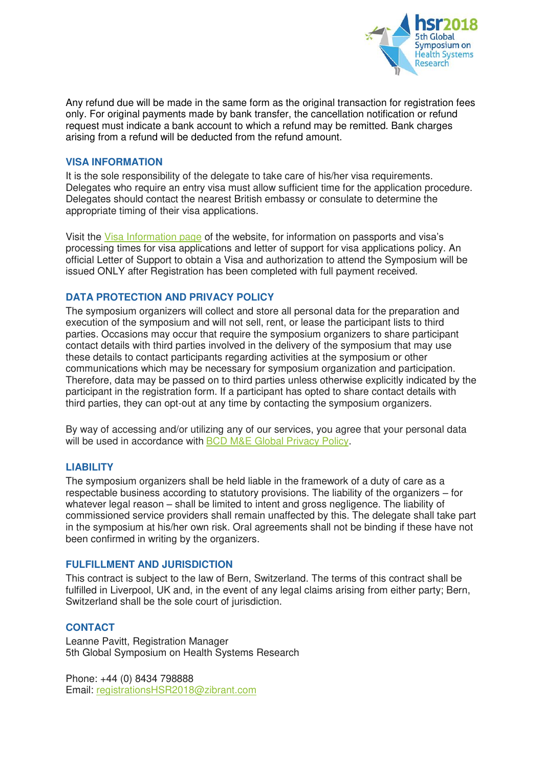Any refund due will be made in the same form as the original transaction for registration fees only. For original payments made by bank transfer, the cancellation notification or refund request must indicate a bank account to which a refund may be remitted. Bank charges arising from a refund will be deducted from the refund amount.

## VISA INFORMATION

It is the sole responsibility of the delegate to take care of his/her visa requirements. Delegates who require an entry visa must allow sufficient time for the application procedure. Delegates should contact the nearest British embassy or consulate to determine the appropriate timing of their visa applications.

Visit the Visa Information page of the website, for information on passports and visa's processing times for visa applications and letter of support for visa applications policy. An official Letter of Support to obtain a Visa and authorization to attend the Symposium will be issued ONLY after Registration has been completed with full payment received.

## DATA PROTECTION AND PRIVACY POLICY

The symposium organizers will collect and store all personal data for the preparation and execution of the symposium and will not sell, rent, or lease the participant lists to third parties. Occasions may occur that require the symposium organizers to share participant contact details with third parties involved in the delivery of the symposium that may use these details to contact participants regarding activities at the symposium or other communications which may be necessary for symposium organization and participation. Therefore, data may be passed on to third parties unless otherwise explicitly indicated by the participant in the registration form. If a participant has opted to share contact details with third parties, they can opt-out at any time by contacting the symposium organizers.

By way of accessing and/or utilizing any of our services, you agree that your personal data will be used in accordance with BCD M&E Global Privacy Policy.

## LIABILITY

The symposium organizers shall be held liable in the framework of a duty of care as a respectable business according to statutory provisions. The liability of the organizers – for whatever legal reason – shall be limited to intent and gross negligence. The liability of commissioned service providers shall remain unaffected by this. The delegate shall take part in the symposium at his/her own risk. Oral agreements shall not be binding if these have not been confirmed in writing by the organizers.

## FULFILLMENT AND JURISDICTION

This contract is subject to the law of Bern, Switzerland. The terms of this contract shall be fulfilled in Liverpool, UK and, in the event of any legal claims arising from either party; Bern, Switzerland shall be the sole court of jurisdiction.

## CONTACT

Leanne Pavitt, Registration Manager
5th Global Symposium on Health Systems Research

Phone: +44 (0) 8434 798888
Email: registrationsHSR2018@zibrant.com